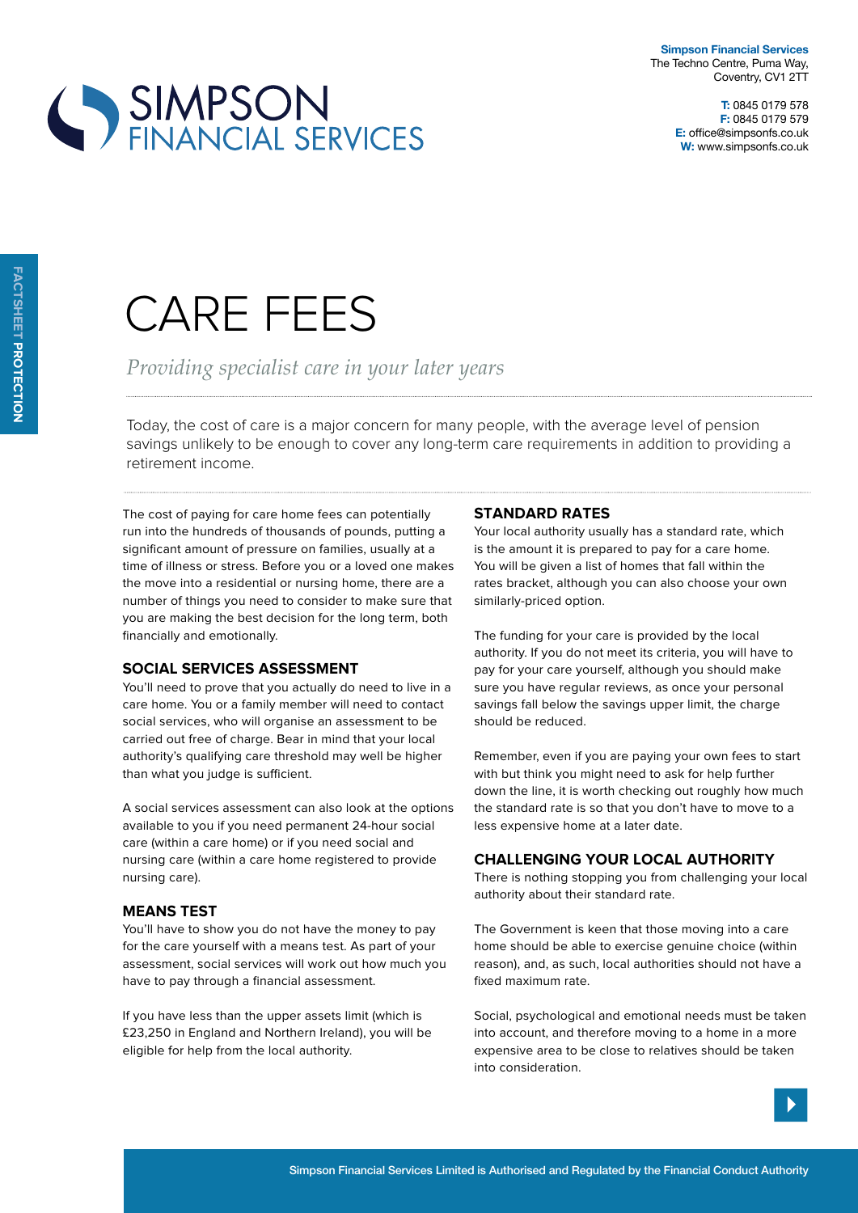Simpson Financial Services
The Techno Centre, Puma Way,
Coventry, CV1 2TT

**T:** 0845 0179 578
**F:** 0845 0179 579
**E:** office@simpsonfs.co.uk
**W:** www.simpsonfs.co.uk

FACTSHEET PROTECTION

# CARE FEES

*Providing specialist care in your later years*

Today, the cost of care is a major concern for many people, with the average level of pension savings unlikely to be enough to cover any long-term care requirements in addition to providing a retirement income.

The cost of paying for care home fees can potentially run into the hundreds of thousands of pounds, putting a significant amount of pressure on families, usually at a time of illness or stress. Before you or a loved one makes the move into a residential or nursing home, there are a number of things you need to consider to make sure that you are making the best decision for the long term, both financially and emotionally.

## SOCIAL SERVICES ASSESSMENT

You'll need to prove that you actually do need to live in a care home. You or a family member will need to contact social services, who will organise an assessment to be carried out free of charge. Bear in mind that your local authority's qualifying care threshold may well be higher than what you judge is sufficient.

A social services assessment can also look at the options available to you if you need permanent 24-hour social care (within a care home) or if you need social and nursing care (within a care home registered to provide nursing care).

## MEANS TEST

You'll have to show you do not have the money to pay for the care yourself with a means test. As part of your assessment, social services will work out how much you have to pay through a financial assessment.

If you have less than the upper assets limit (which is £23,250 in England and Northern Ireland), you will be eligible for help from the local authority.

## STANDARD RATES

Your local authority usually has a standard rate, which is the amount it is prepared to pay for a care home. You will be given a list of homes that fall within the rates bracket, although you can also choose your own similarly-priced option.

The funding for your care is provided by the local authority. If you do not meet its criteria, you will have to pay for your care yourself, although you should make sure you have regular reviews, as once your personal savings fall below the savings upper limit, the charge should be reduced.

Remember, even if you are paying your own fees to start with but think you might need to ask for help further down the line, it is worth checking out roughly how much the standard rate is so that you don't have to move to a less expensive home at a later date.

## CHALLENGING YOUR LOCAL AUTHORITY

There is nothing stopping you from challenging your local authority about their standard rate.

The Government is keen that those moving into a care home should be able to exercise genuine choice (within reason), and, as such, local authorities should not have a fixed maximum rate.

Social, psychological and emotional needs must be taken into account, and therefore moving to a home in a more expensive area to be close to relatives should be taken into consideration.

Simpson Financial Services Limited is Authorised and Regulated by the Financial Conduct Authority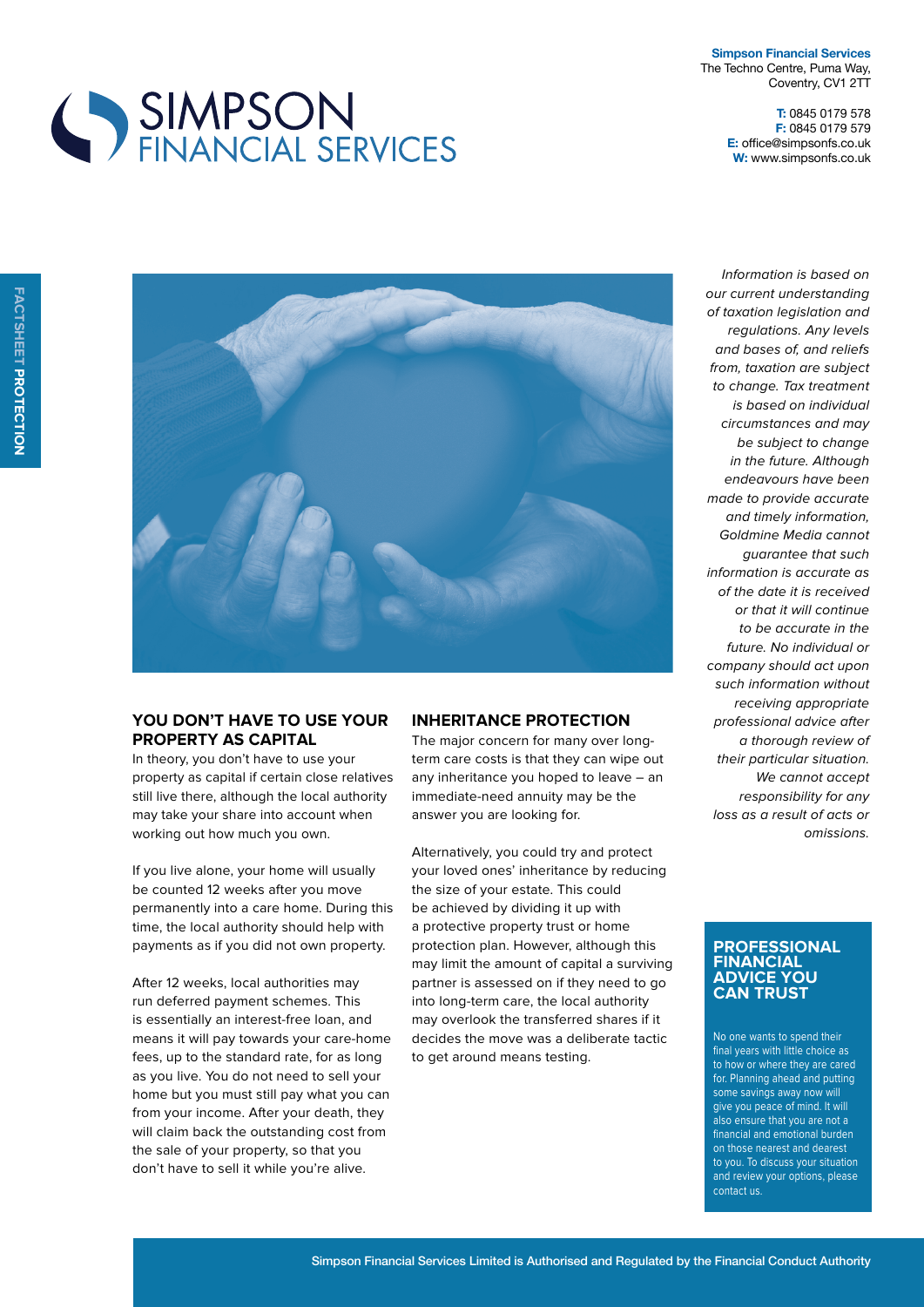**Simpson Financial Services**
The Techno Centre, Puma Way,
Coventry, CV1 2TT

**T:** 0845 0179 578
**F:** 0845 0179 579
**E:** office@simpsonfs.co.uk
**W:** www.simpsonfs.co.uk

FACTSHEET **PROTECTION**

## YOU DON'T HAVE TO USE YOUR PROPERTY AS CAPITAL

In theory, you don't have to use your property as capital if certain close relatives still live there, although the local authority may take your share into account when working out how much you own.

If you live alone, your home will usually be counted 12 weeks after you move permanently into a care home. During this time, the local authority should help with payments as if you did not own property.

After 12 weeks, local authorities may run deferred payment schemes. This is essentially an interest-free loan, and means it will pay towards your care-home fees, up to the standard rate, for as long as you live. You do not need to sell your home but you must still pay what you can from your income. After your death, they will claim back the outstanding cost from the sale of your property, so that you don't have to sell it while you're alive.

## INHERITANCE PROTECTION

The major concern for many over long-term care costs is that they can wipe out any inheritance you hoped to leave – an immediate-need annuity may be the answer you are looking for.

Alternatively, you could try and protect your loved ones' inheritance by reducing the size of your estate. This could be achieved by dividing it up with a protective property trust or home protection plan. However, although this may limit the amount of capital a surviving partner is assessed on if they need to go into long-term care, the local authority may overlook the transferred shares if it decides the move was a deliberate tactic to get around means testing.

*Information is based on our current understanding of taxation legislation and regulations. Any levels and bases of, and reliefs from, taxation are subject to change. Tax treatment is based on individual circumstances and may be subject to change in the future. Although endeavours have been made to provide accurate and timely information, Goldmine Media cannot guarantee that such information is accurate as of the date it is received or that it will continue to be accurate in the future. No individual or company should act upon such information without receiving appropriate professional advice after a thorough review of their particular situation. We cannot accept responsibility for any loss as a result of acts or omissions.*

## PROFESSIONAL FINANCIAL ADVICE YOU CAN TRUST

No one wants to spend their final years with little choice as to how or where they are cared for. Planning ahead and putting some savings away now will give you peace of mind. It will also ensure that you are not a financial and emotional burden on those nearest and dearest to you. To discuss your situation and review your options, please contact us.

Simpson Financial Services Limited is Authorised and Regulated by the Financial Conduct Authority